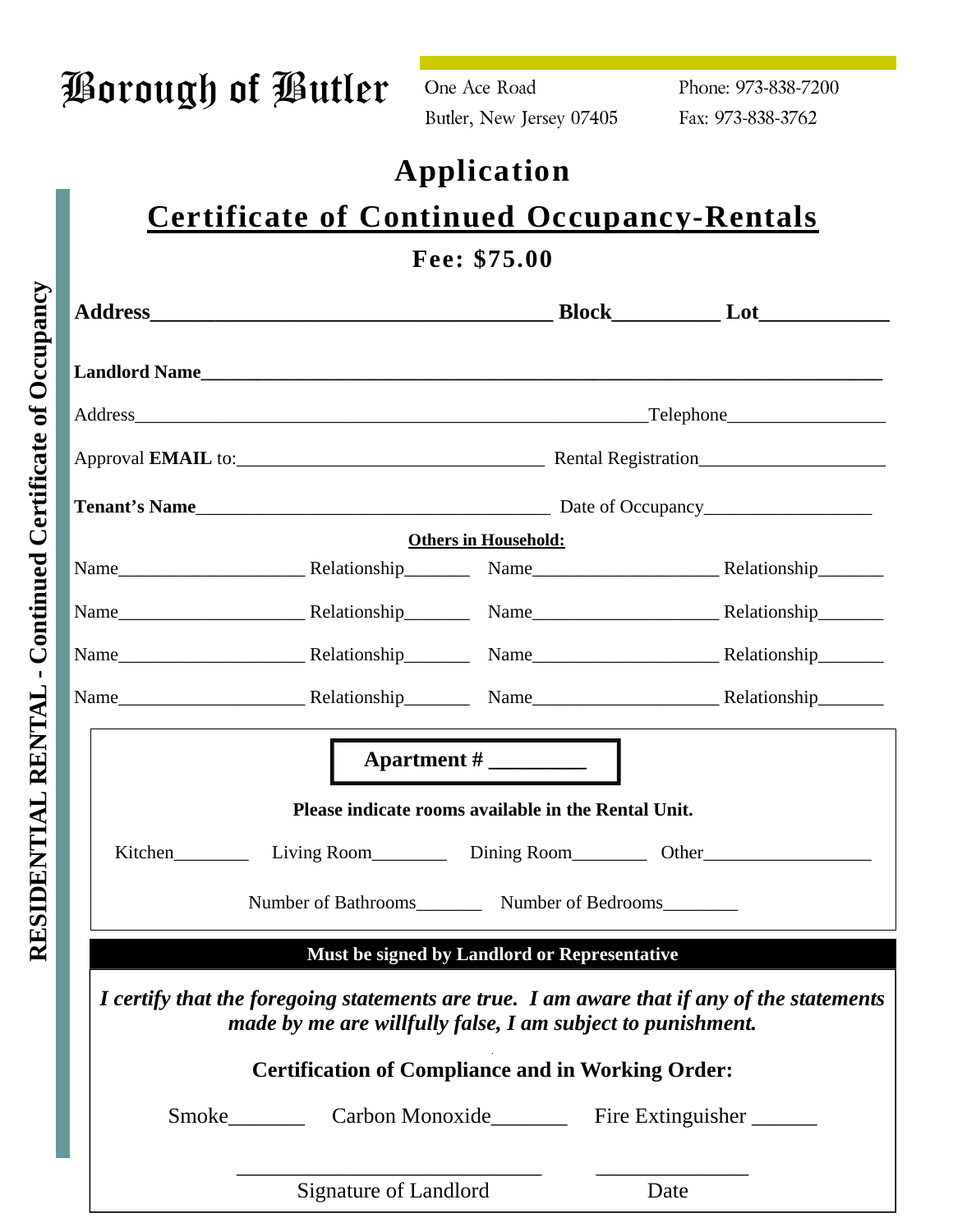# Borough of Butler

One Ace Road
Butler, New Jersey 07405

Phone: 973-838-7200
Fax: 973-838-3762

RESIDENTIAL RENTAL - Continued Certificate of Occupancy

## Application

## Certificate of Continued Occupancy-Rentals

**Fee: $75.00**

**Address**______________________________________ **Block**__________ **Lot**____________

**Landlord Name**__________________________________________________________________

Address________________________________________________Telephone_________________

Approval **EMAIL** to:________________________________ Rental Registration___________________

**Tenant's Name**_________________________________ Date of Occupancy__________________

**Others in Household:**

Name____________________ Relationship_______ Name____________________ Relationship_______

Name____________________ Relationship_______ Name____________________ Relationship_______

Name____________________ Relationship_______ Name____________________ Relationship_______

Name____________________ Relationship_______ Name____________________ Relationship_______

**Apartment # _________**

**Please indicate rooms available in the Rental Unit.**

Kitchen________ Living Room________ Dining Room________ Other__________________

Number of Bathrooms_______ Number of Bedrooms________

**Must be signed by Landlord or Representative**

***I certify that the foregoing statements are true. I am aware that if any of the statements made by me are willfully false, I am subject to punishment.***

**Certification of Compliance and in Working Order:**

Smoke_______ Carbon Monoxide_______ Fire Extinguisher ______

_____________________________ ______________
Signature of Landlord Date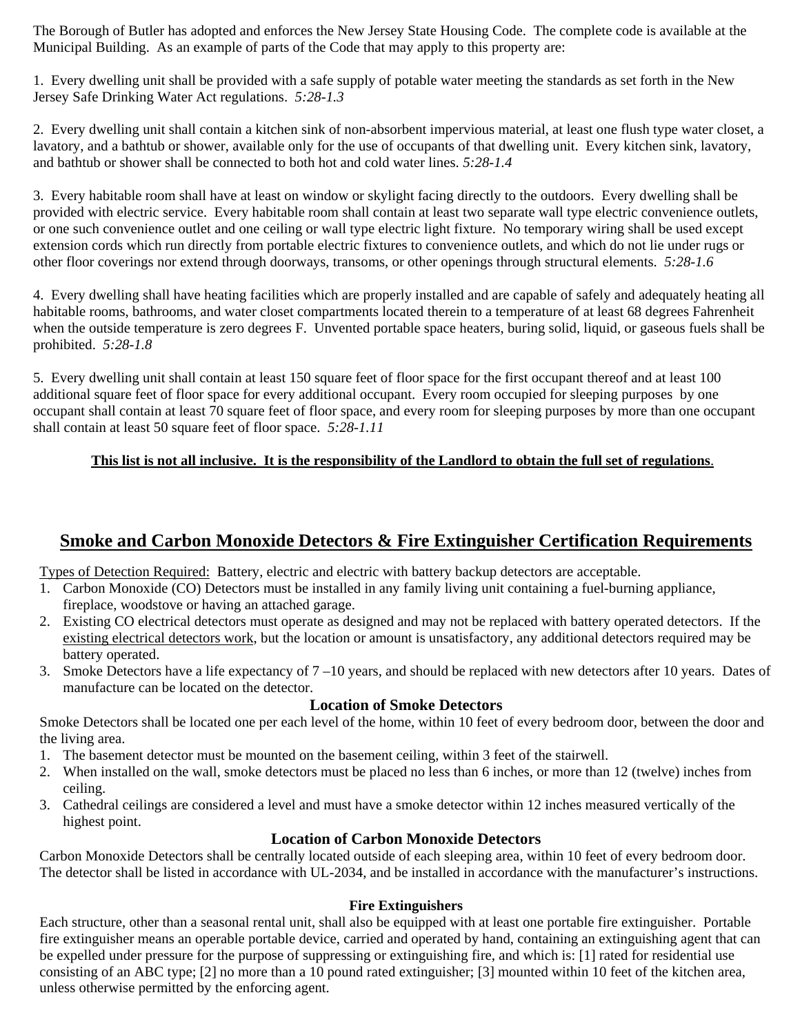The Borough of Butler has adopted and enforces the New Jersey State Housing Code. The complete code is available at the Municipal Building. As an example of parts of the Code that may apply to this property are:

1. Every dwelling unit shall be provided with a safe supply of potable water meeting the standards as set forth in the New Jersey Safe Drinking Water Act regulations. *5:28-1.3*

2. Every dwelling unit shall contain a kitchen sink of non-absorbent impervious material, at least one flush type water closet, a lavatory, and a bathtub or shower, available only for the use of occupants of that dwelling unit. Every kitchen sink, lavatory, and bathtub or shower shall be connected to both hot and cold water lines. *5:28-1.4*

3. Every habitable room shall have at least on window or skylight facing directly to the outdoors. Every dwelling shall be provided with electric service. Every habitable room shall contain at least two separate wall type electric convenience outlets, or one such convenience outlet and one ceiling or wall type electric light fixture. No temporary wiring shall be used except extension cords which run directly from portable electric fixtures to convenience outlets, and which do not lie under rugs or other floor coverings nor extend through doorways, transoms, or other openings through structural elements. *5:28-1.6*

4. Every dwelling shall have heating facilities which are properly installed and are capable of safely and adequately heating all habitable rooms, bathrooms, and water closet compartments located therein to a temperature of at least 68 degrees Fahrenheit when the outside temperature is zero degrees F. Unvented portable space heaters, buring solid, liquid, or gaseous fuels shall be prohibited. *5:28-1.8*

5. Every dwelling unit shall contain at least 150 square feet of floor space for the first occupant thereof and at least 100 additional square feet of floor space for every additional occupant. Every room occupied for sleeping purposes by one occupant shall contain at least 70 square feet of floor space, and every room for sleeping purposes by more than one occupant shall contain at least 50 square feet of floor space. *5:28-1.11*

**This list is not all inclusive. It is the responsibility of the Landlord to obtain the full set of regulations.**

## Smoke and Carbon Monoxide Detectors & Fire Extinguisher Certification Requirements

Types of Detection Required: Battery, electric and electric with battery backup detectors are acceptable.

1. Carbon Monoxide (CO) Detectors must be installed in any family living unit containing a fuel-burning appliance, fireplace, woodstove or having an attached garage.
2. Existing CO electrical detectors must operate as designed and may not be replaced with battery operated detectors. If the existing electrical detectors work, but the location or amount is unsatisfactory, any additional detectors required may be battery operated.
3. Smoke Detectors have a life expectancy of 7 –10 years, and should be replaced with new detectors after 10 years. Dates of manufacture can be located on the detector.

### Location of Smoke Detectors

Smoke Detectors shall be located one per each level of the home, within 10 feet of every bedroom door, between the door and the living area.

1. The basement detector must be mounted on the basement ceiling, within 3 feet of the stairwell.
2. When installed on the wall, smoke detectors must be placed no less than 6 inches, or more than 12 (twelve) inches from ceiling.
3. Cathedral ceilings are considered a level and must have a smoke detector within 12 inches measured vertically of the highest point.

### Location of Carbon Monoxide Detectors

Carbon Monoxide Detectors shall be centrally located outside of each sleeping area, within 10 feet of every bedroom door. The detector shall be listed in accordance with UL-2034, and be installed in accordance with the manufacturer's instructions.

### Fire Extinguishers

Each structure, other than a seasonal rental unit, shall also be equipped with at least one portable fire extinguisher. Portable fire extinguisher means an operable portable device, carried and operated by hand, containing an extinguishing agent that can be expelled under pressure for the purpose of suppressing or extinguishing fire, and which is: [1] rated for residential use consisting of an ABC type; [2] no more than a 10 pound rated extinguisher; [3] mounted within 10 feet of the kitchen area, unless otherwise permitted by the enforcing agent.